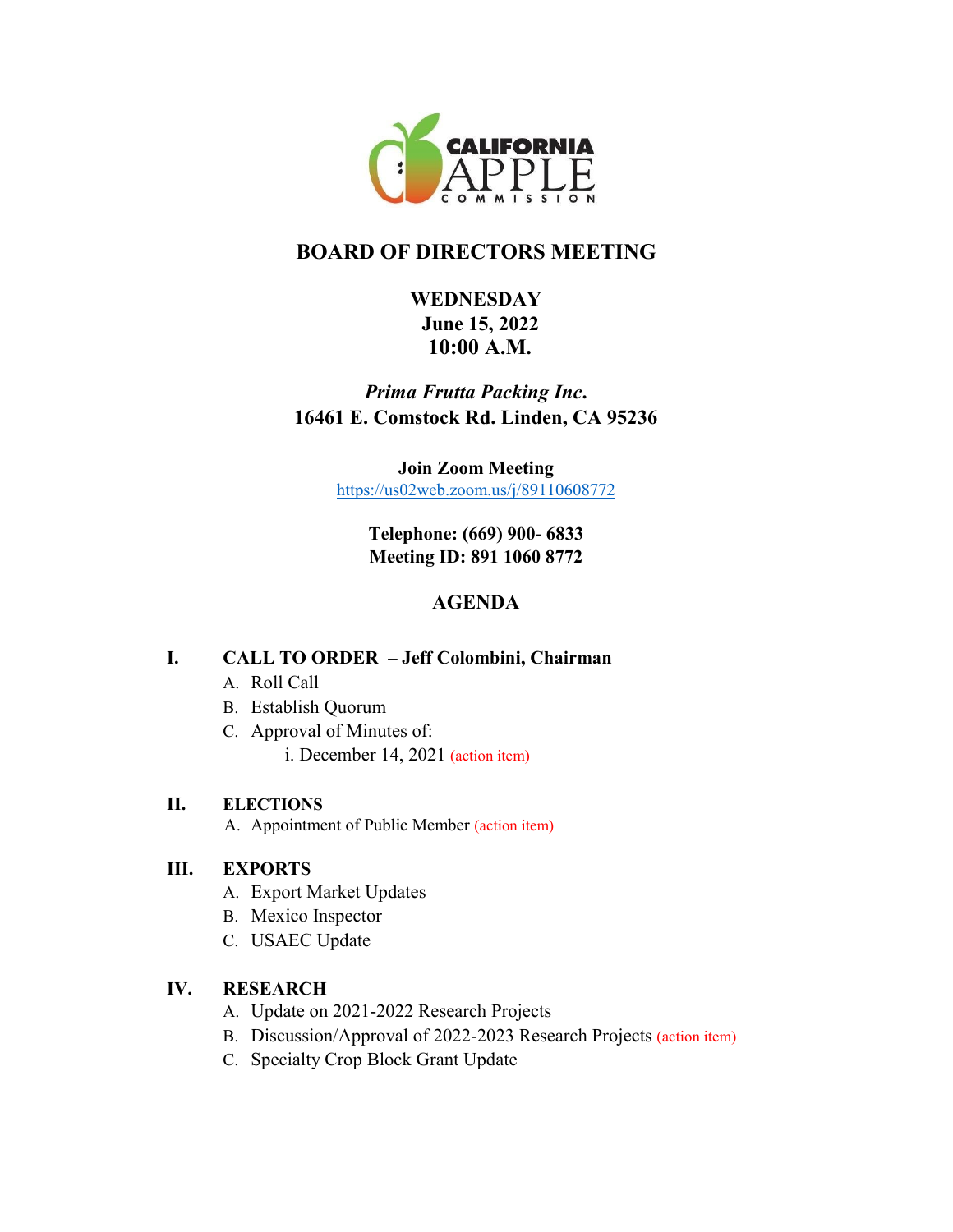CALIFORNIA APPLE COMMISSION

# BOARD OF DIRECTORS MEETING

**WEDNESDAY**
**June 15, 2022**
**10:00 A.M.**

***Prima Frutta Packing Inc.***
**16461 E. Comstock Rd. Linden, CA 95236**

**Join Zoom Meeting**
https://us02web.zoom.us/j/89110608772

**Telephone: (669) 900- 6833**
**Meeting ID: 891 1060 8772**

## AGENDA

**I. CALL TO ORDER – Jeff Colombini, Chairman**

A. Roll Call
B. Establish Quorum
C. Approval of Minutes of:
    i. December 14, 2021 (action item)

**II. ELECTIONS**

A. Appointment of Public Member (action item)

**III. EXPORTS**

A. Export Market Updates
B. Mexico Inspector
C. USAEC Update

**IV. RESEARCH**

A. Update on 2021-2022 Research Projects
B. Discussion/Approval of 2022-2023 Research Projects (action item)
C. Specialty Crop Block Grant Update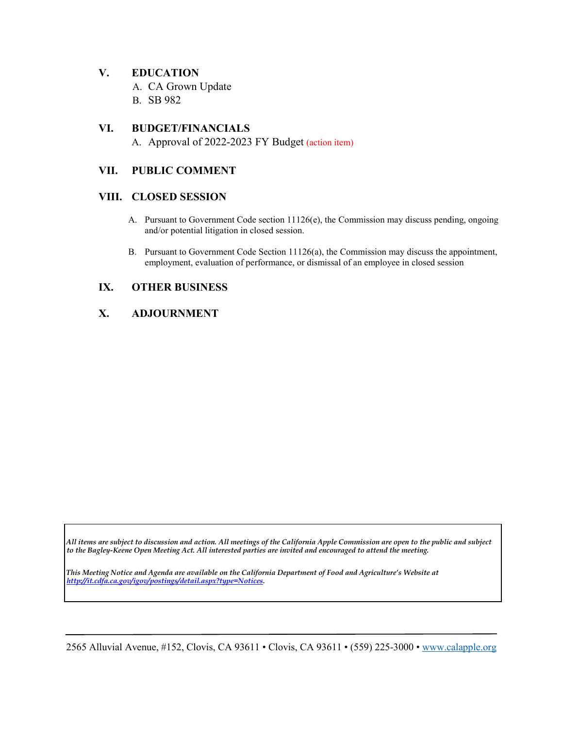## V. EDUCATION

A. CA Grown Update
B. SB 982

## VI. BUDGET/FINANCIALS

A. Approval of 2022-2023 FY Budget (action item)

## VII. PUBLIC COMMENT

## VIII. CLOSED SESSION

A. Pursuant to Government Code section 11126(e), the Commission may discuss pending, ongoing and/or potential litigation in closed session.

B. Pursuant to Government Code Section 11126(a), the Commission may discuss the appointment, employment, evaluation of performance, or dismissal of an employee in closed session

## IX. OTHER BUSINESS

## X. ADJOURNMENT

*All items are subject to discussion and action. All meetings of the California Apple Commission are open to the public and subject to the Bagley-Keene Open Meeting Act. All interested parties are invited and encouraged to attend the meeting.*

*This Meeting Notice and Agenda are available on the California Department of Food and Agriculture's Website at [http://it.cdfa.ca.gov/igov/postings/detail.aspx?type=Notices](http://it.cdfa.ca.gov/igov/postings/detail.aspx?type=Notices).*

2565 Alluvial Avenue, #152, Clovis, CA 93611 • Clovis, CA 93611 • (559) 225-3000 • [www.calapple.org](http://www.calapple.org)